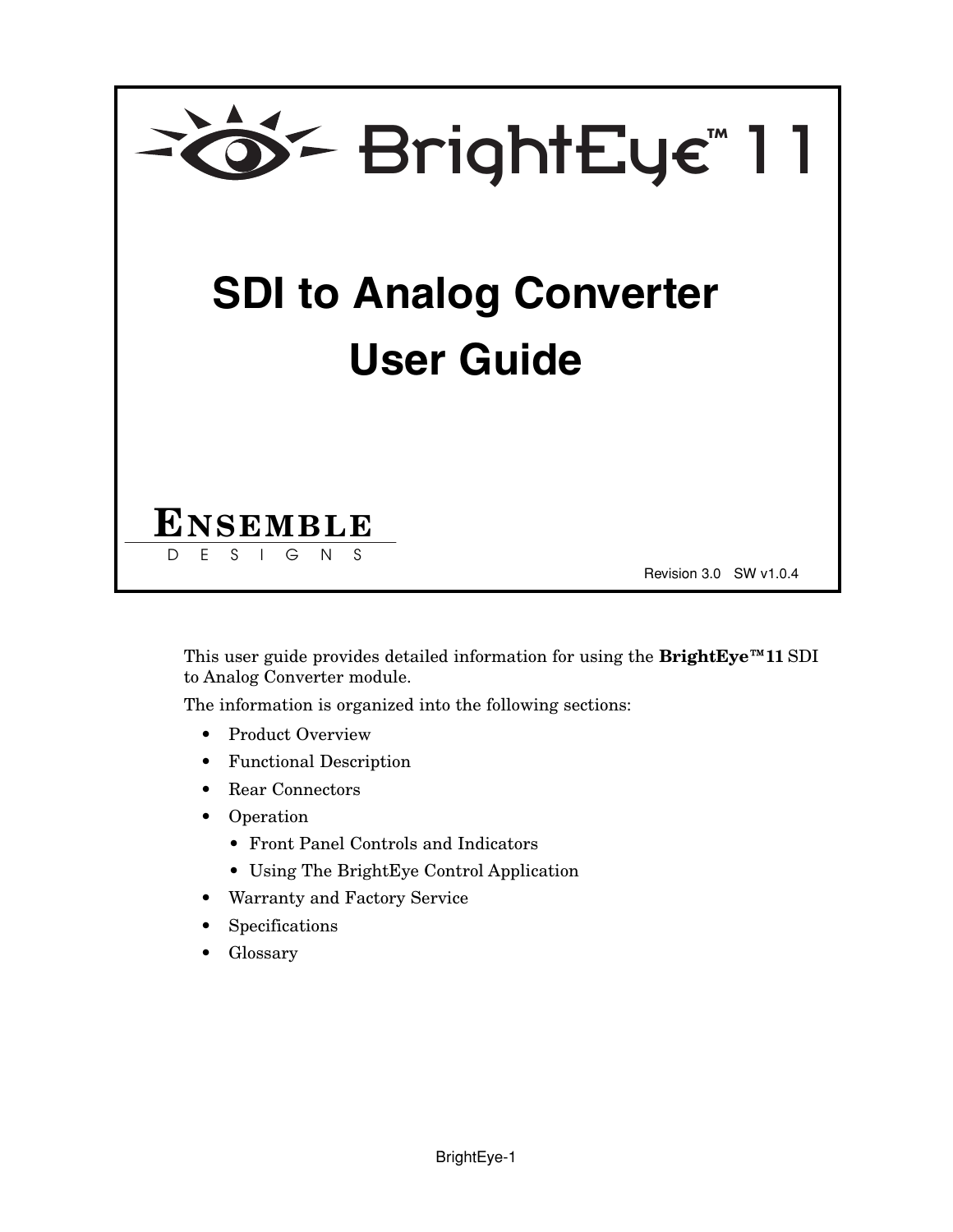# BrightEye™ 11

## SDI to Analog Converter User Guide

**ENSEMBLE**
DESIGNS

Revision 3.0 SW v1.0.4

This user guide provides detailed information for using the **BrightEye™11** SDI to Analog Converter module.

The information is organized into the following sections:

- Product Overview
- Functional Description
- Rear Connectors
- Operation
  - Front Panel Controls and Indicators
  - Using The BrightEye Control Application
- Warranty and Factory Service
- Specifications
- Glossary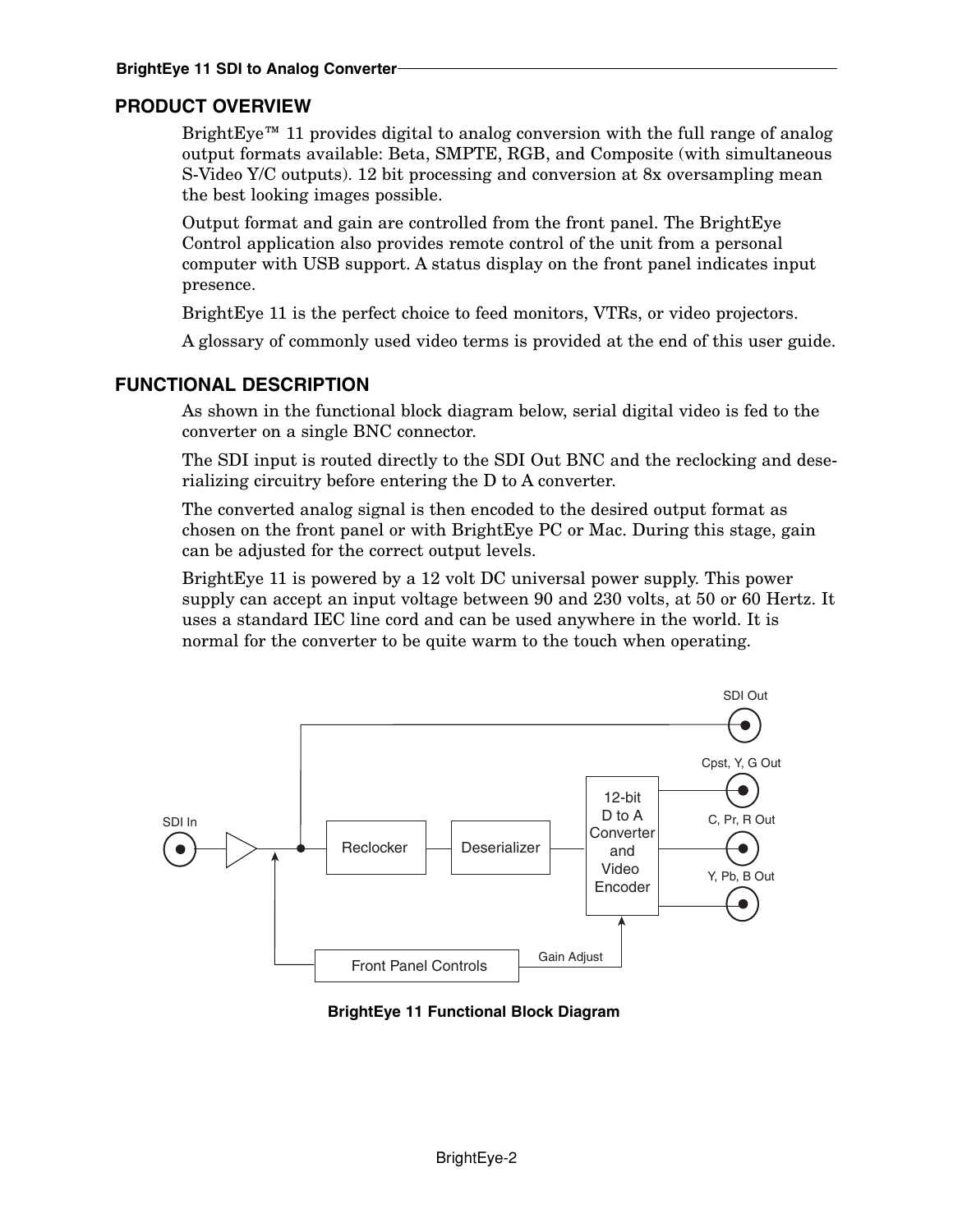## PRODUCT OVERVIEW

BrightEye™ 11 provides digital to analog conversion with the full range of analog output formats available: Beta, SMPTE, RGB, and Composite (with simultaneous S-Video Y/C outputs). 12 bit processing and conversion at 8x oversampling mean the best looking images possible.

Output format and gain are controlled from the front panel. The BrightEye Control application also provides remote control of the unit from a personal computer with USB support. A status display on the front panel indicates input presence.

BrightEye 11 is the perfect choice to feed monitors, VTRs, or video projectors.

A glossary of commonly used video terms is provided at the end of this user guide.

## FUNCTIONAL DESCRIPTION

As shown in the functional block diagram below, serial digital video is fed to the converter on a single BNC connector.

The SDI input is routed directly to the SDI Out BNC and the reclocking and deserializing circuitry before entering the D to A converter.

The converted analog signal is then encoded to the desired output format as chosen on the front panel or with BrightEye PC or Mac. During this stage, gain can be adjusted for the correct output levels.

BrightEye 11 is powered by a 12 volt DC universal power supply. This power supply can accept an input voltage between 90 and 230 volts, at 50 or 60 Hertz. It uses a standard IEC line cord and can be used anywhere in the world. It is normal for the converter to be quite warm to the touch when operating.

SDI Out

Cpst, Y, G Out

C, Pr, R Out

Y, Pb, B Out

SDI In

Reclocker

Deserializer

12-bit D to A Converter and Video Encoder

Front Panel Controls

Gain Adjust

**BrightEye 11 Functional Block Diagram**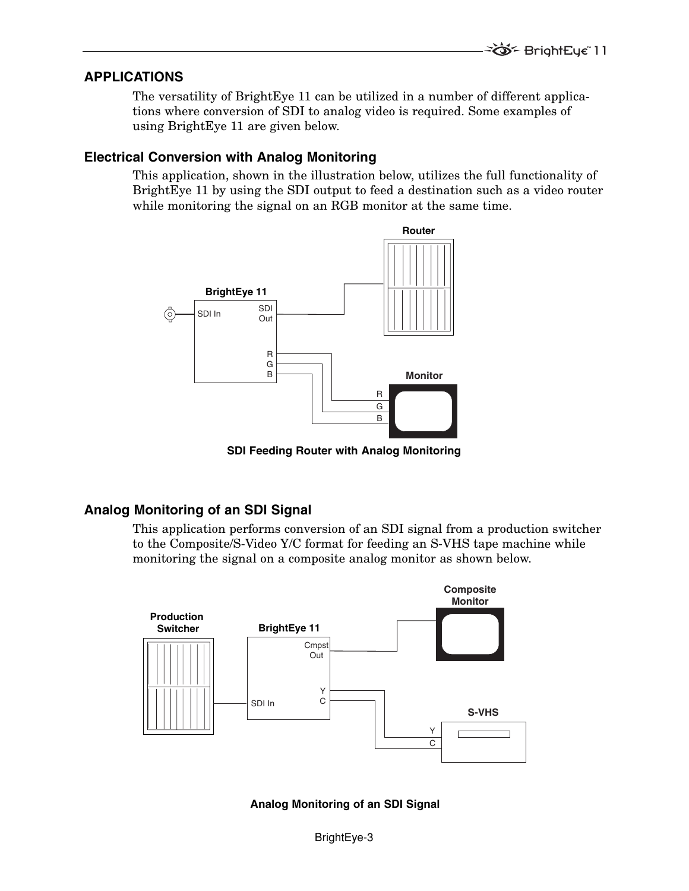## APPLICATIONS

The versatility of BrightEye 11 can be utilized in a number of different applications where conversion of SDI to analog video is required. Some examples of using BrightEye 11 are given below.

### Electrical Conversion with Analog Monitoring

This application, shown in the illustration below, utilizes the full functionality of BrightEye 11 by using the SDI output to feed a destination such as a video router while monitoring the signal on an RGB monitor at the same time.

**SDI Feeding Router with Analog Monitoring**

### Analog Monitoring of an SDI Signal

This application performs conversion of an SDI signal from a production switcher to the Composite/S-Video Y/C format for feeding an S-VHS tape machine while monitoring the signal on a composite analog monitor as shown below.

**Analog Monitoring of an SDI Signal**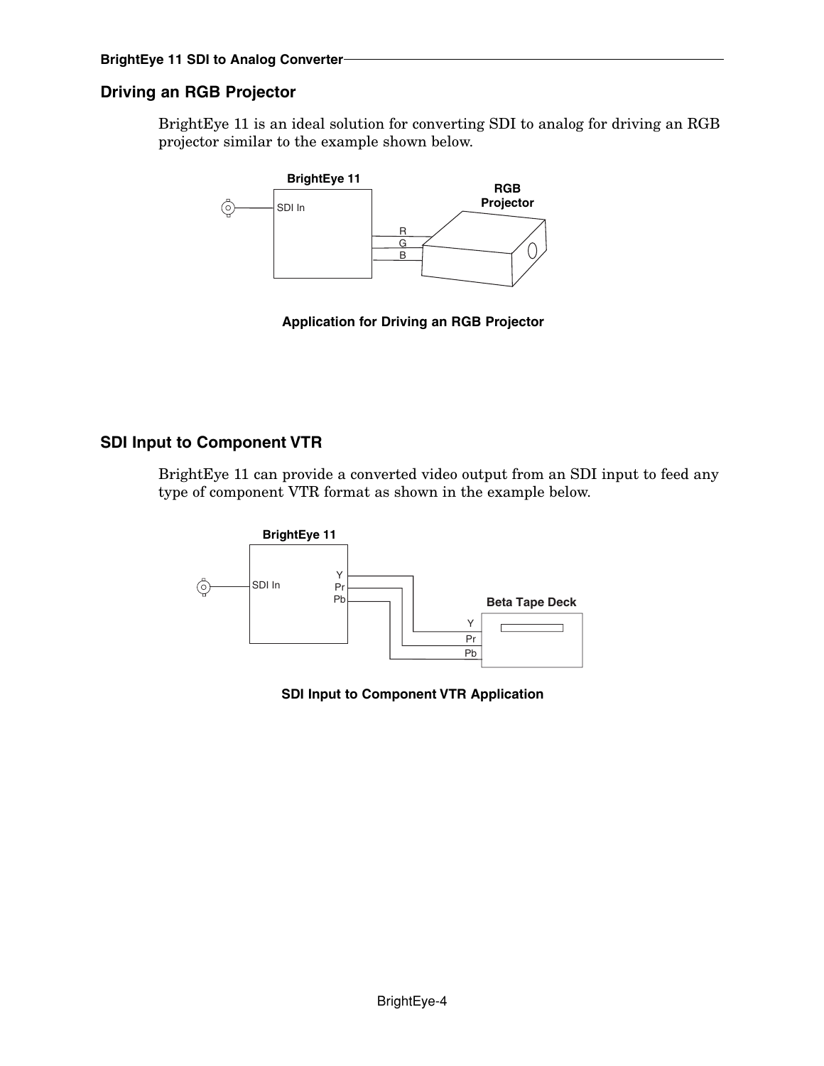## Driving an RGB Projector

BrightEye 11 is an ideal solution for converting SDI to analog for driving an RGB projector similar to the example shown below.

**Application for Driving an RGB Projector**

## SDI Input to Component VTR

BrightEye 11 can provide a converted video output from an SDI input to feed any type of component VTR format as shown in the example below.

**SDI Input to Component VTR Application**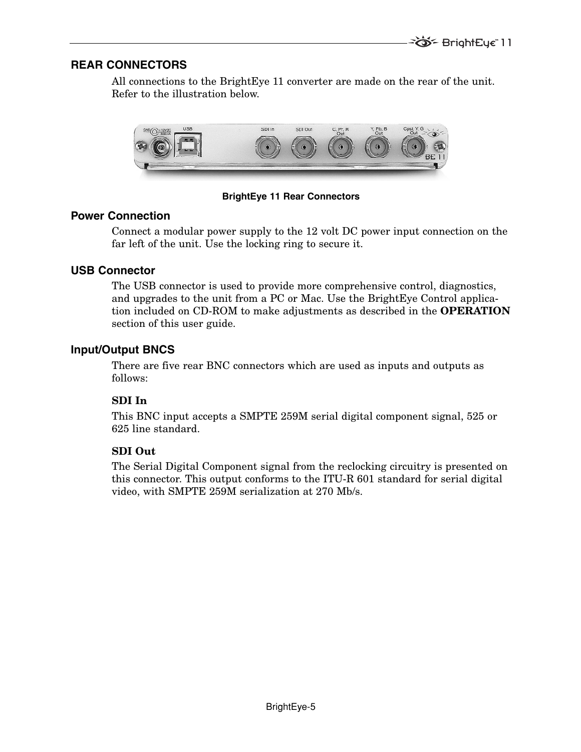## REAR CONNECTORS

All connections to the BrightEye 11 converter are made on the rear of the unit. Refer to the illustration below.

**BrightEye 11 Rear Connectors**

### Power Connection

Connect a modular power supply to the 12 volt DC power input connection on the far left of the unit. Use the locking ring to secure it.

### USB Connector

The USB connector is used to provide more comprehensive control, diagnostics, and upgrades to the unit from a PC or Mac. Use the BrightEye Control application included on CD-ROM to make adjustments as described in the **OPERATION** section of this user guide.

### Input/Output BNCS

There are five rear BNC connectors which are used as inputs and outputs as follows:

**SDI In**

This BNC input accepts a SMPTE 259M serial digital component signal, 525 or 625 line standard.

**SDI Out**

The Serial Digital Component signal from the reclocking circuitry is presented on this connector. This output conforms to the ITU-R 601 standard for serial digital video, with SMPTE 259M serialization at 270 Mb/s.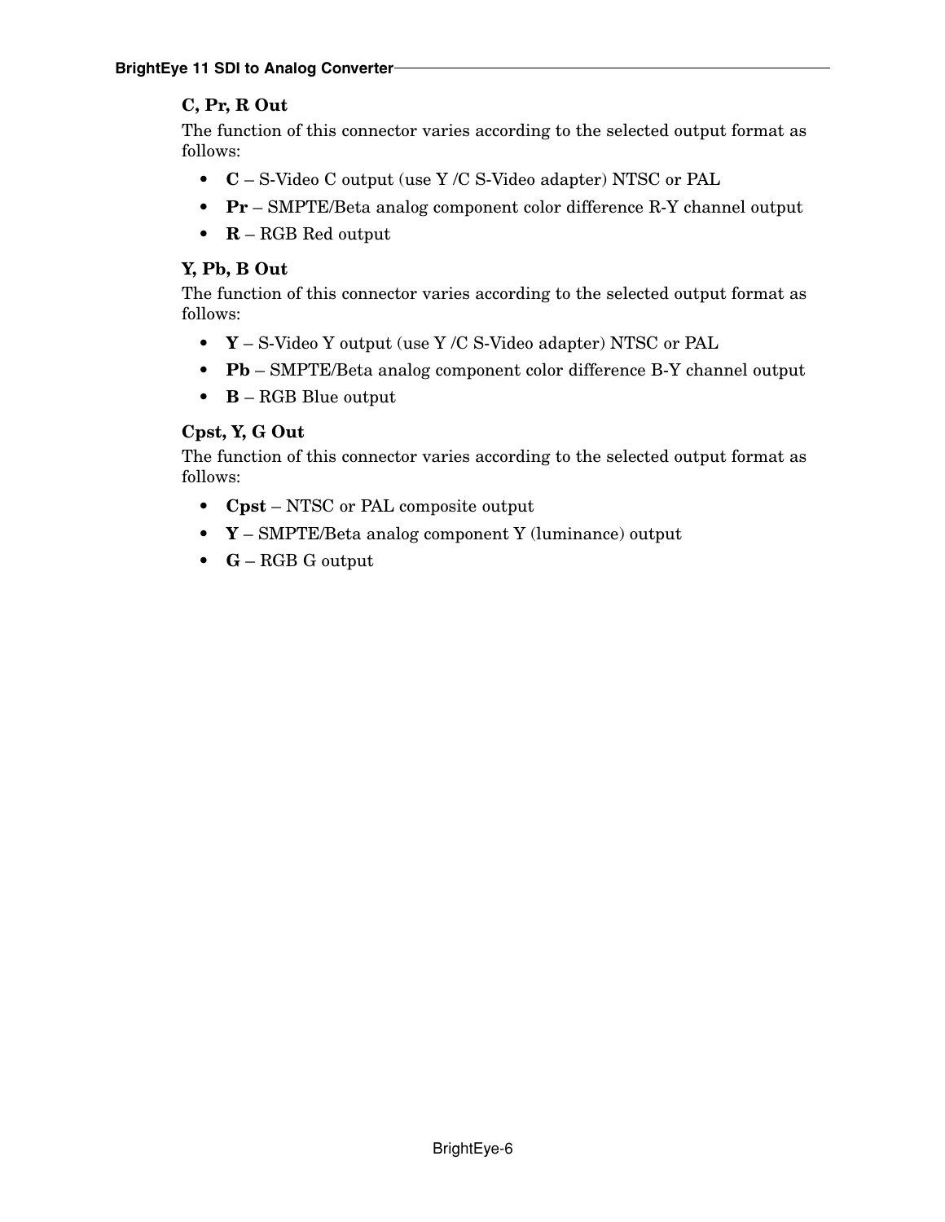### C, Pr, R Out

The function of this connector varies according to the selected output format as follows:

- **C** – S-Video C output (use Y /C S-Video adapter) NTSC or PAL
- **Pr** – SMPTE/Beta analog component color difference R-Y channel output
- **R** – RGB Red output

### Y, Pb, B Out

The function of this connector varies according to the selected output format as follows:

- **Y** – S-Video Y output (use Y /C S-Video adapter) NTSC or PAL
- **Pb** – SMPTE/Beta analog component color difference B-Y channel output
- **B** – RGB Blue output

### Cpst, Y, G Out

The function of this connector varies according to the selected output format as follows:

- **Cpst** – NTSC or PAL composite output
- **Y** – SMPTE/Beta analog component Y (luminance) output
- **G** – RGB G output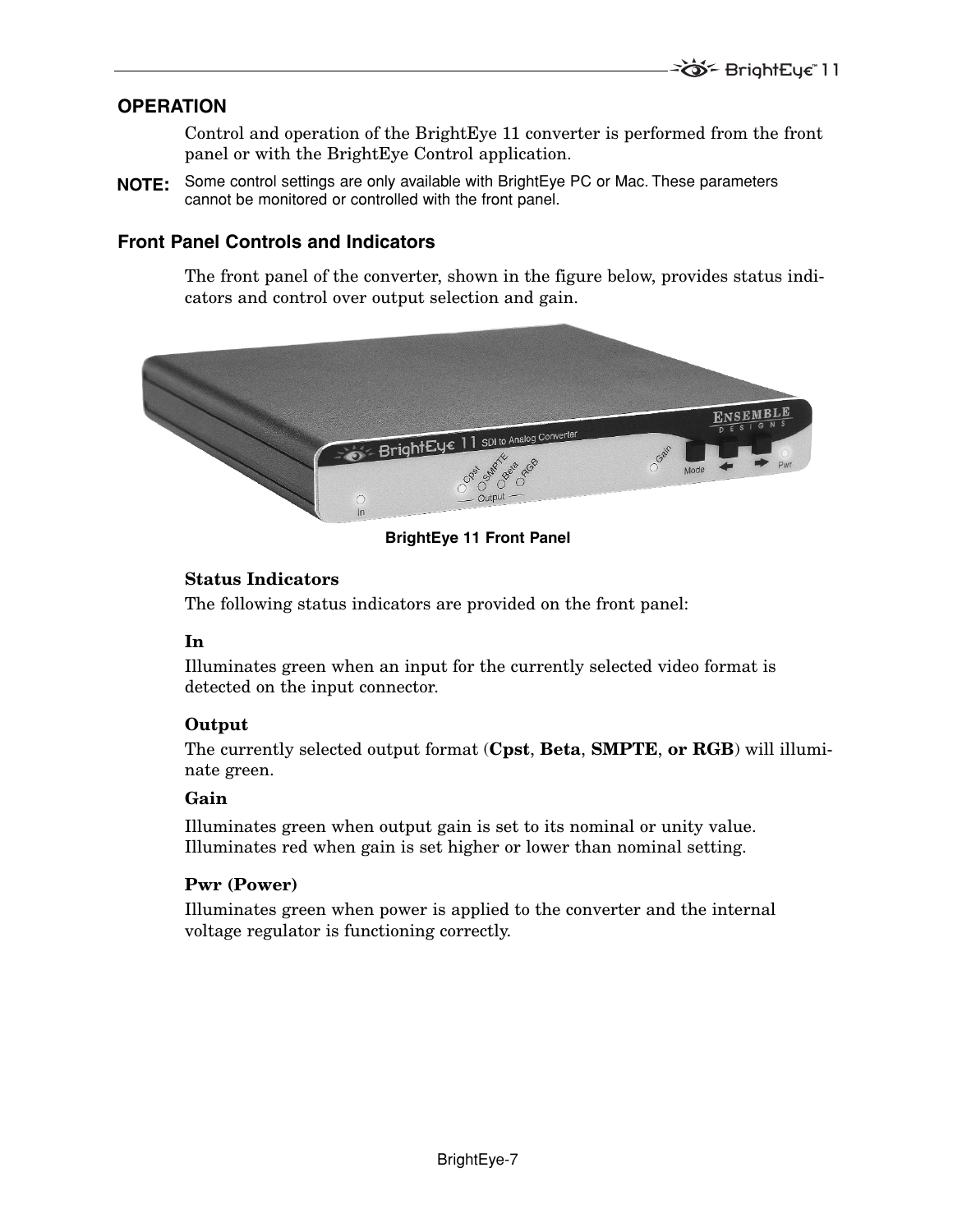# OPERATION

Control and operation of the BrightEye 11 converter is performed from the front panel or with the BrightEye Control application.

**NOTE:** Some control settings are only available with BrightEye PC or Mac. These parameters cannot be monitored or controlled with the front panel.

## Front Panel Controls and Indicators

The front panel of the converter, shown in the figure below, provides status indicators and control over output selection and gain.

**BrightEye 11 Front Panel**

### Status Indicators

The following status indicators are provided on the front panel:

**In**

Illuminates green when an input for the currently selected video format is detected on the input connector.

**Output**

The currently selected output format (**Cpst**, **Beta**, **SMPTE**, **or RGB**) will illuminate green.

**Gain**

Illuminates green when output gain is set to its nominal or unity value. Illuminates red when gain is set higher or lower than nominal setting.

**Pwr (Power)**

Illuminates green when power is applied to the converter and the internal voltage regulator is functioning correctly.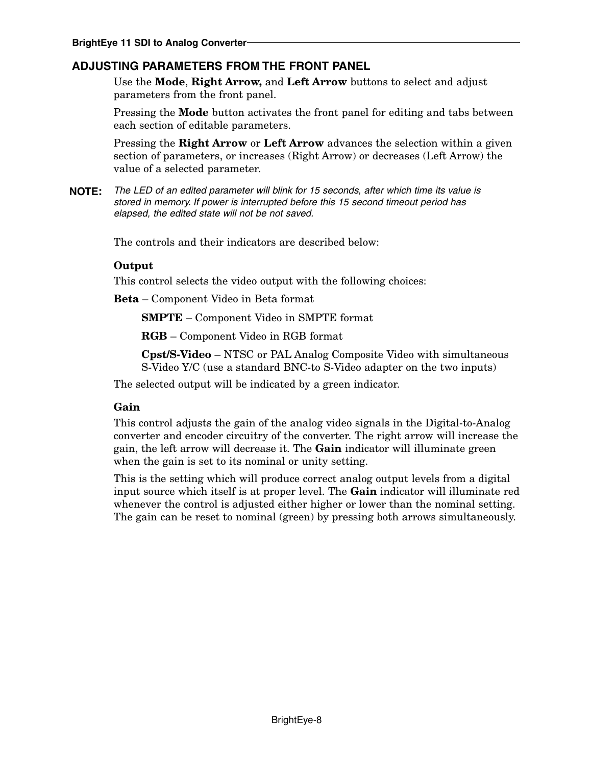## ADJUSTING PARAMETERS FROM THE FRONT PANEL

Use the **Mode**, **Right Arrow,** and **Left Arrow** buttons to select and adjust parameters from the front panel.

Pressing the **Mode** button activates the front panel for editing and tabs between each section of editable parameters.

Pressing the **Right Arrow** or **Left Arrow** advances the selection within a given section of parameters, or increases (Right Arrow) or decreases (Left Arrow) the value of a selected parameter.

**NOTE:** *The LED of an edited parameter will blink for 15 seconds, after which time its value is stored in memory. If power is interrupted before this 15 second timeout period has elapsed, the edited state will not be not saved.*

The controls and their indicators are described below:

**Output**

This control selects the video output with the following choices:

**Beta** – Component Video in Beta format

**SMPTE** – Component Video in SMPTE format

**RGB** – Component Video in RGB format

**Cpst/S-Video** – NTSC or PAL Analog Composite Video with simultaneous S-Video Y/C (use a standard BNC-to S-Video adapter on the two inputs)

The selected output will be indicated by a green indicator.

**Gain**

This control adjusts the gain of the analog video signals in the Digital-to-Analog converter and encoder circuitry of the converter. The right arrow will increase the gain, the left arrow will decrease it. The **Gain** indicator will illuminate green when the gain is set to its nominal or unity setting.

This is the setting which will produce correct analog output levels from a digital input source which itself is at proper level. The **Gain** indicator will illuminate red whenever the control is adjusted either higher or lower than the nominal setting. The gain can be reset to nominal (green) by pressing both arrows simultaneously.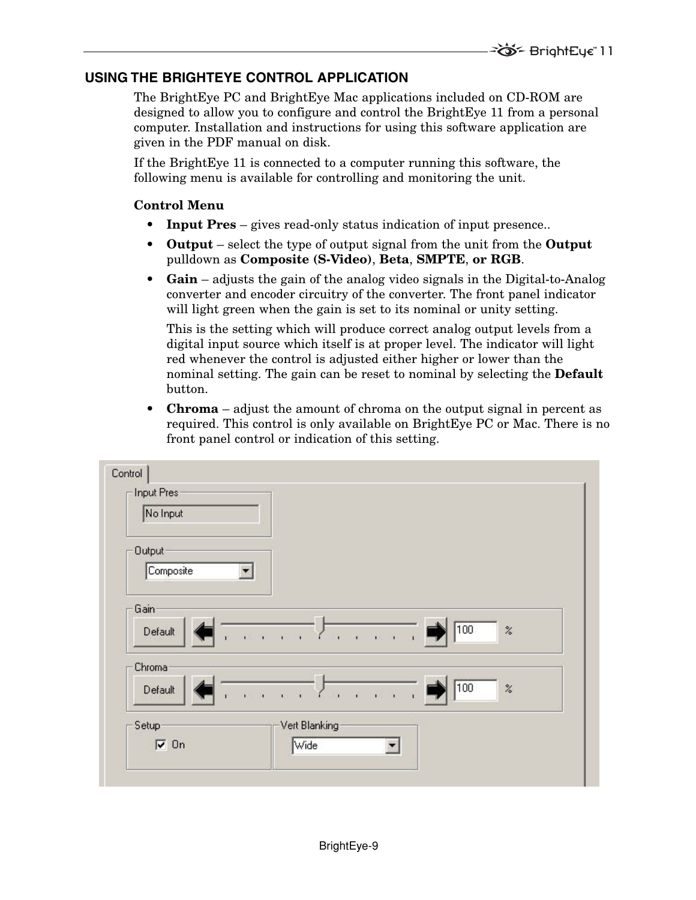## USING THE BRIGHTEYE CONTROL APPLICATION

The BrightEye PC and BrightEye Mac applications included on CD-ROM are designed to allow you to configure and control the BrightEye 11 from a personal computer. Installation and instructions for using this software application are given in the PDF manual on disk.

If the BrightEye 11 is connected to a computer running this software, the following menu is available for controlling and monitoring the unit.

**Control Menu**

- **Input Pres** – gives read-only status indication of input presence..
- **Output** – select the type of output signal from the unit from the **Output** pulldown as **Composite (S-Video)**, **Beta**, **SMPTE**, **or RGB**.
- **Gain** – adjusts the gain of the analog video signals in the Digital-to-Analog converter and encoder circuitry of the converter. The front panel indicator will light green when the gain is set to its nominal or unity setting.

  This is the setting which will produce correct analog output levels from a digital input source which itself is at proper level. The indicator will light red whenever the control is adjusted either higher or lower than the nominal setting. The gain can be reset to nominal by selecting the **Default** button.
- **Chroma** – adjust the amount of chroma on the output signal in percent as required. This control is only available on BrightEye PC or Mac. There is no front panel control or indication of this setting.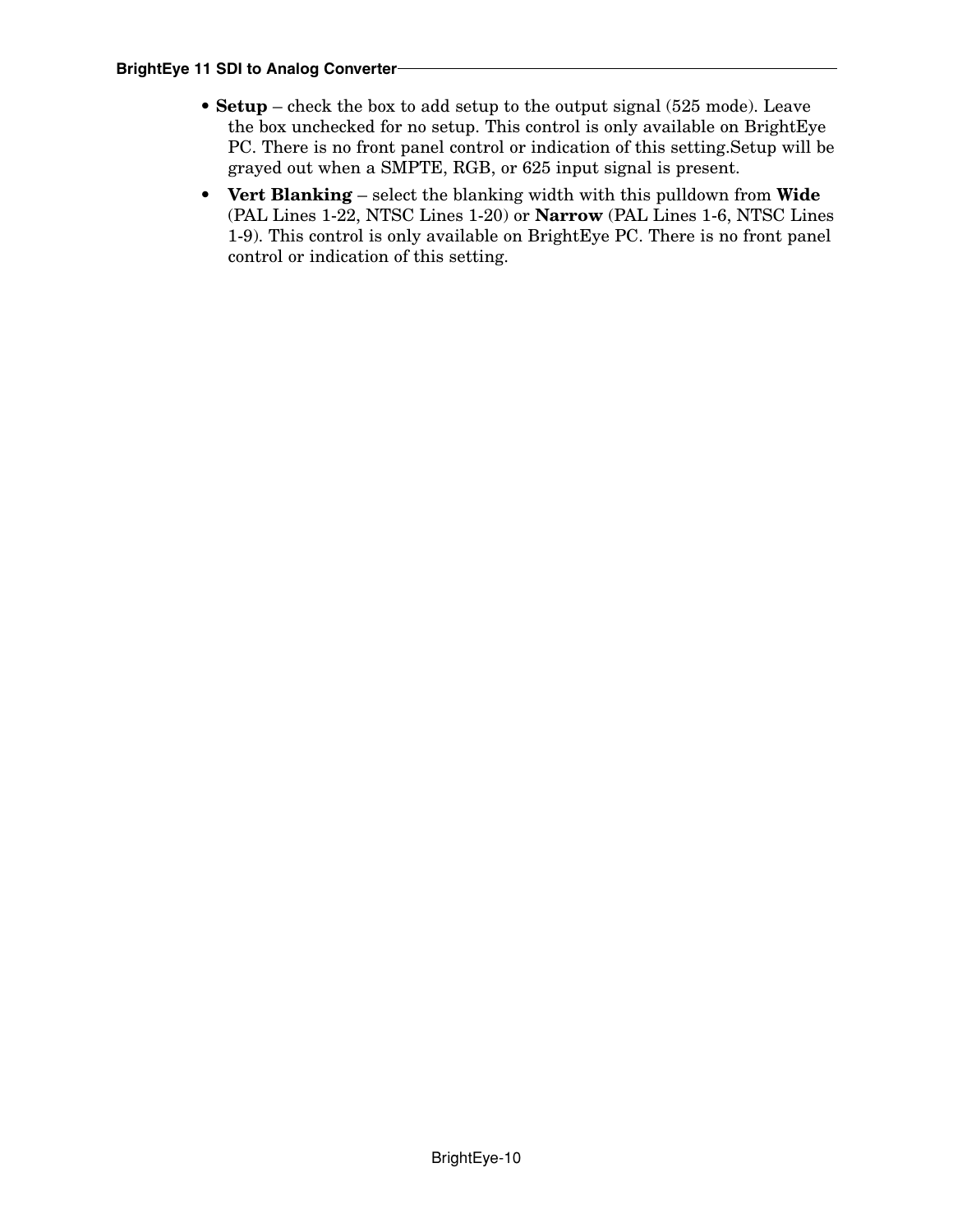- **Setup** – check the box to add setup to the output signal (525 mode). Leave the box unchecked for no setup. This control is only available on BrightEye PC. There is no front panel control or indication of this setting.Setup will be grayed out when a SMPTE, RGB, or 625 input signal is present.
- **Vert Blanking** – select the blanking width with this pulldown from **Wide** (PAL Lines 1-22, NTSC Lines 1-20) or **Narrow** (PAL Lines 1-6, NTSC Lines 1-9). This control is only available on BrightEye PC. There is no front panel control or indication of this setting.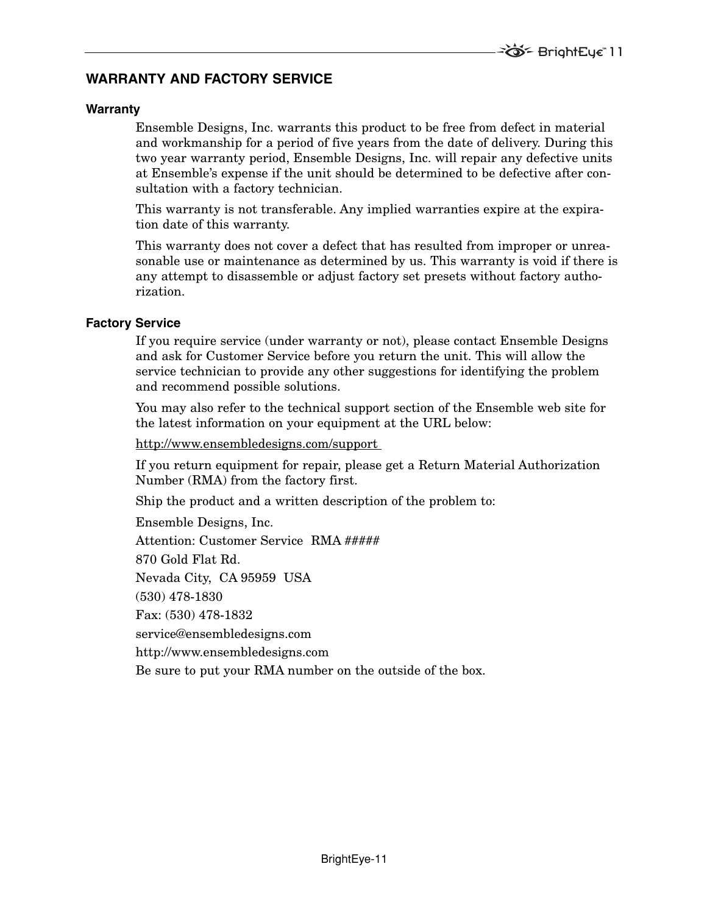## WARRANTY AND FACTORY SERVICE

### Warranty

Ensemble Designs, Inc. warrants this product to be free from defect in material and workmanship for a period of five years from the date of delivery. During this two year warranty period, Ensemble Designs, Inc. will repair any defective units at Ensemble's expense if the unit should be determined to be defective after consultation with a factory technician.

This warranty is not transferable. Any implied warranties expire at the expiration date of this warranty.

This warranty does not cover a defect that has resulted from improper or unreasonable use or maintenance as determined by us. This warranty is void if there is any attempt to disassemble or adjust factory set presets without factory authorization.

### Factory Service

If you require service (under warranty or not), please contact Ensemble Designs and ask for Customer Service before you return the unit. This will allow the service technician to provide any other suggestions for identifying the problem and recommend possible solutions.

You may also refer to the technical support section of the Ensemble web site for the latest information on your equipment at the URL below:

http://www.ensembledesigns.com/support

If you return equipment for repair, please get a Return Material Authorization Number (RMA) from the factory first.

Ship the product and a written description of the problem to:

Ensemble Designs, Inc.

Attention: Customer Service RMA #####

870 Gold Flat Rd.

Nevada City, CA 95959 USA

(530) 478-1830

Fax: (530) 478-1832

service@ensembledesigns.com

http://www.ensembledesigns.com

Be sure to put your RMA number on the outside of the box.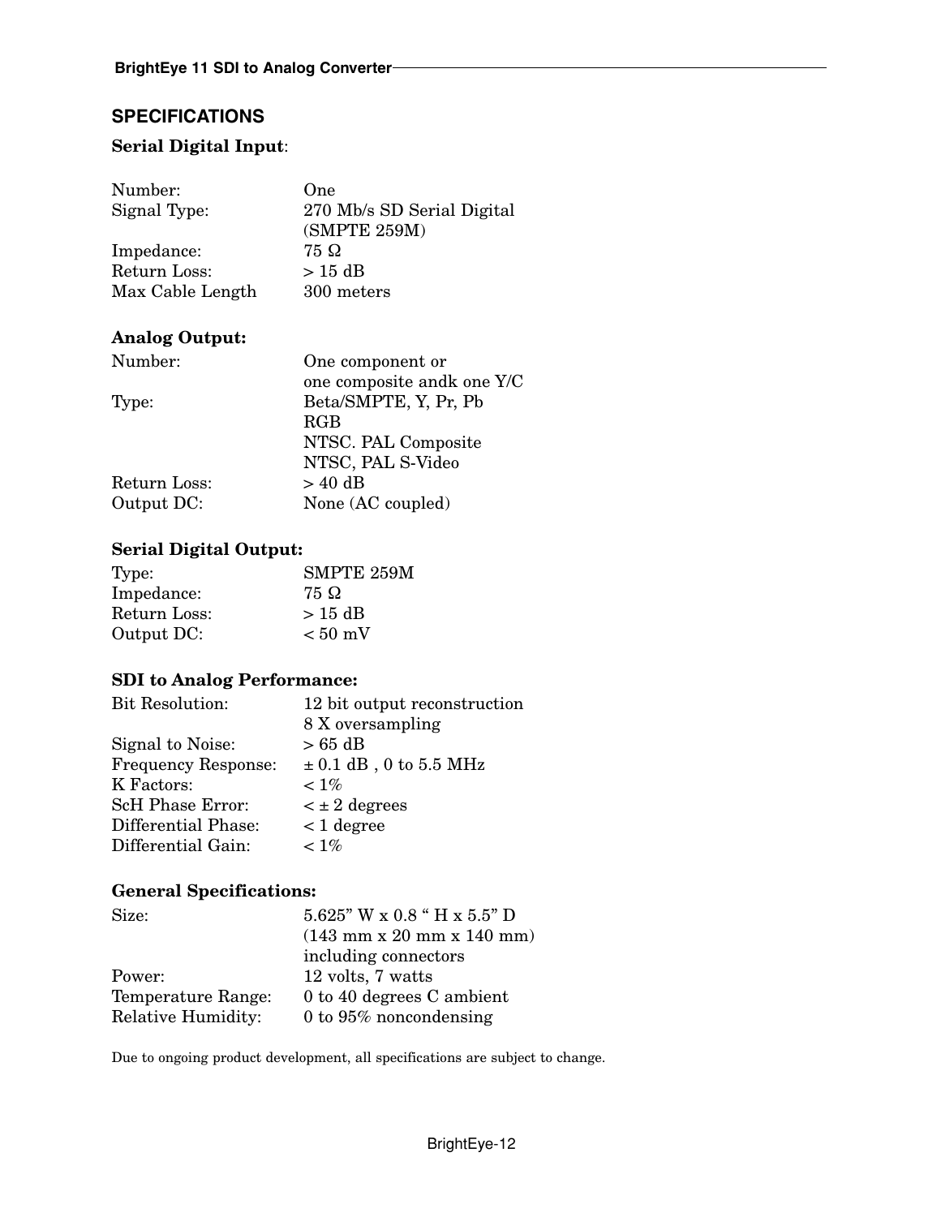## SPECIFICATIONS

### Serial Digital Input:

| | |
|---|---|
| Number: | One |
| Signal Type: | 270 Mb/s SD Serial Digital (SMPTE 259M) |
| Impedance: | 75 Ω |
| Return Loss: | > 15 dB |
| Max Cable Length | 300 meters |

### Analog Output:

| | |
|---|---|
| Number: | One component or one composite andk one Y/C |
| Type: | Beta/SMPTE, Y, Pr, Pb<br>RGB<br>NTSC. PAL Composite<br>NTSC, PAL S-Video |
| Return Loss: | > 40 dB |
| Output DC: | None (AC coupled) |

### Serial Digital Output:

| | |
|---|---|
| Type: | SMPTE 259M |
| Impedance: | 75 Ω |
| Return Loss: | > 15 dB |
| Output DC: | < 50 mV |

### SDI to Analog Performance:

| | |
|---|---|
| Bit Resolution: | 12 bit output reconstruction<br>8 X oversampling |
| Signal to Noise: | > 65 dB |
| Frequency Response: | ± 0.1 dB , 0 to 5.5 MHz |
| K Factors: | < 1% |
| ScH Phase Error: | < ± 2 degrees |
| Differential Phase: | < 1 degree |
| Differential Gain: | < 1% |

### General Specifications:

| | |
|---|---|
| Size: | 5.625" W x 0.8 " H x 5.5" D<br>(143 mm x 20 mm x 140 mm)<br>including connectors |
| Power: | 12 volts, 7 watts |
| Temperature Range: | 0 to 40 degrees C ambient |
| Relative Humidity: | 0 to 95% noncondensing |

Due to ongoing product development, all specifications are subject to change.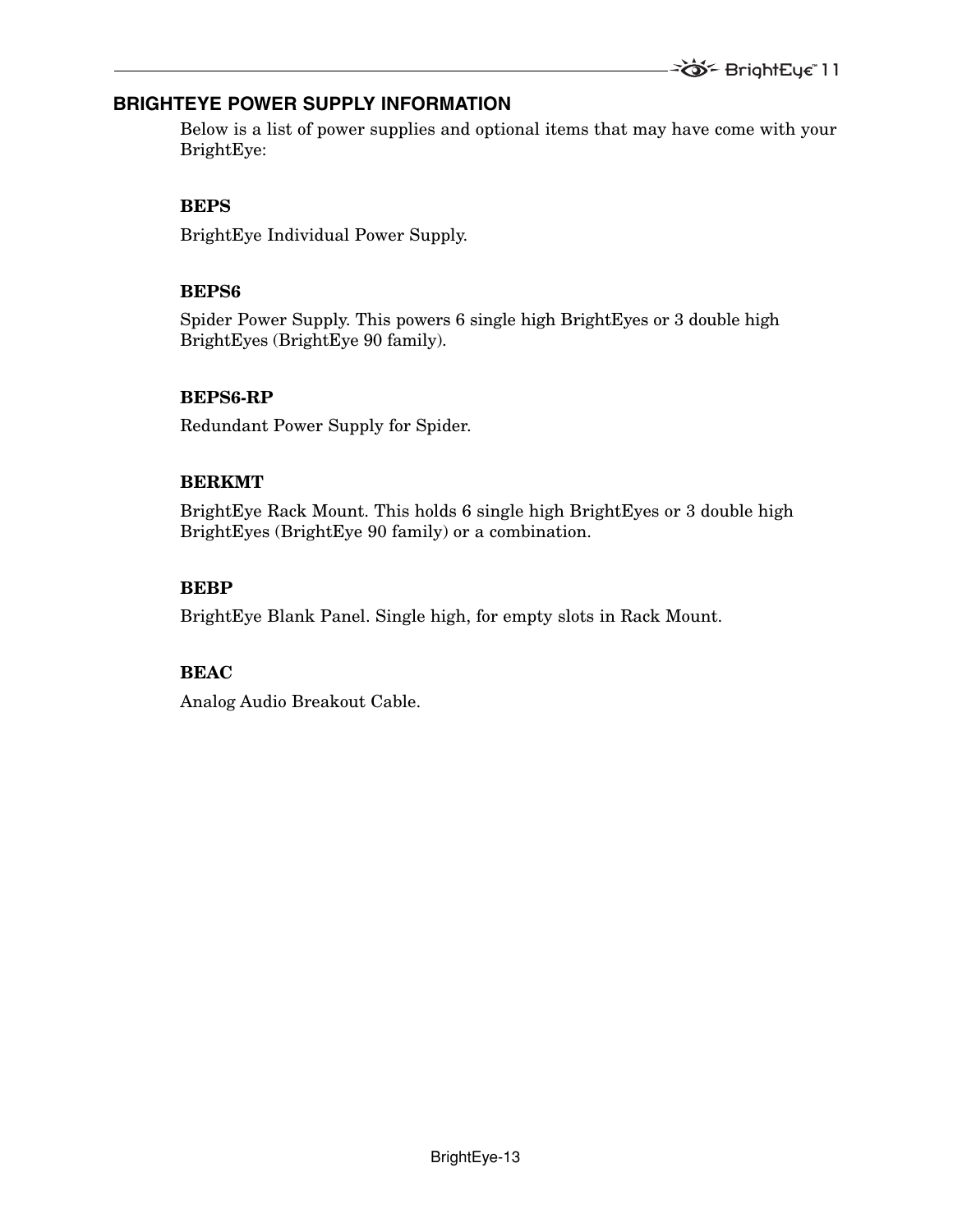## BRIGHTEYE POWER SUPPLY INFORMATION

Below is a list of power supplies and optional items that may have come with your BrightEye:

**BEPS**

BrightEye Individual Power Supply.

**BEPS6**

Spider Power Supply. This powers 6 single high BrightEyes or 3 double high BrightEyes (BrightEye 90 family).

**BEPS6-RP**

Redundant Power Supply for Spider.

**BERKMT**

BrightEye Rack Mount. This holds 6 single high BrightEyes or 3 double high BrightEyes (BrightEye 90 family) or a combination.

**BEBP**

BrightEye Blank Panel. Single high, for empty slots in Rack Mount.

**BEAC**

Analog Audio Breakout Cable.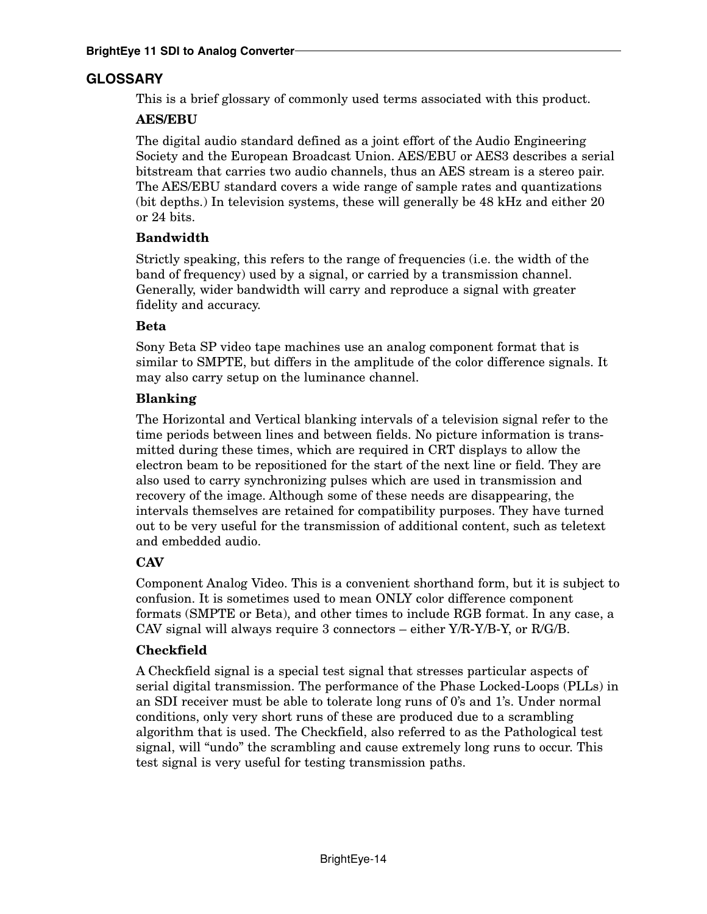## GLOSSARY

This is a brief glossary of commonly used terms associated with this product.

### AES/EBU

The digital audio standard defined as a joint effort of the Audio Engineering Society and the European Broadcast Union. AES/EBU or AES3 describes a serial bitstream that carries two audio channels, thus an AES stream is a stereo pair. The AES/EBU standard covers a wide range of sample rates and quantizations (bit depths.) In television systems, these will generally be 48 kHz and either 20 or 24 bits.

### Bandwidth

Strictly speaking, this refers to the range of frequencies (i.e. the width of the band of frequency) used by a signal, or carried by a transmission channel. Generally, wider bandwidth will carry and reproduce a signal with greater fidelity and accuracy.

### Beta

Sony Beta SP video tape machines use an analog component format that is similar to SMPTE, but differs in the amplitude of the color difference signals. It may also carry setup on the luminance channel.

### Blanking

The Horizontal and Vertical blanking intervals of a television signal refer to the time periods between lines and between fields. No picture information is transmitted during these times, which are required in CRT displays to allow the electron beam to be repositioned for the start of the next line or field. They are also used to carry synchronizing pulses which are used in transmission and recovery of the image. Although some of these needs are disappearing, the intervals themselves are retained for compatibility purposes. They have turned out to be very useful for the transmission of additional content, such as teletext and embedded audio.

### CAV

Component Analog Video. This is a convenient shorthand form, but it is subject to confusion. It is sometimes used to mean ONLY color difference component formats (SMPTE or Beta), and other times to include RGB format. In any case, a CAV signal will always require 3 connectors – either Y/R-Y/B-Y, or R/G/B.

### Checkfield

A Checkfield signal is a special test signal that stresses particular aspects of serial digital transmission. The performance of the Phase Locked-Loops (PLLs) in an SDI receiver must be able to tolerate long runs of 0's and 1's. Under normal conditions, only very short runs of these are produced due to a scrambling algorithm that is used. The Checkfield, also referred to as the Pathological test signal, will "undo" the scrambling and cause extremely long runs to occur. This test signal is very useful for testing transmission paths.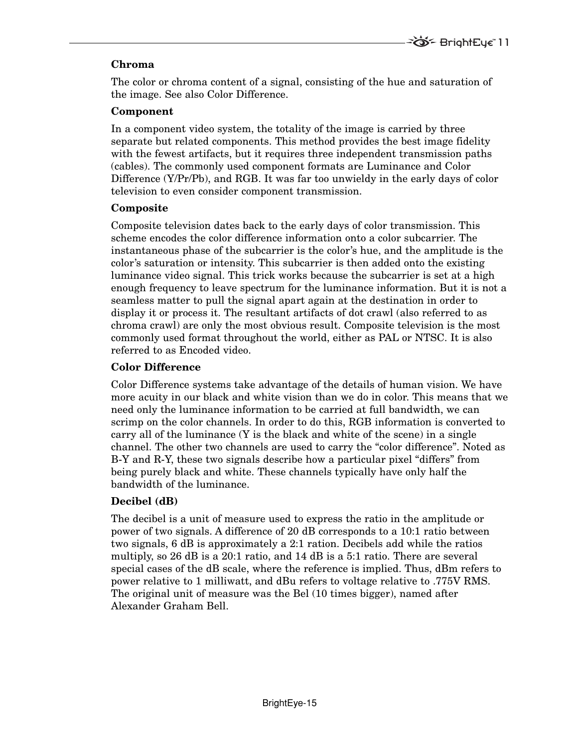### Chroma

The color or chroma content of a signal, consisting of the hue and saturation of the image. See also Color Difference.

### Component

In a component video system, the totality of the image is carried by three separate but related components. This method provides the best image fidelity with the fewest artifacts, but it requires three independent transmission paths (cables). The commonly used component formats are Luminance and Color Difference (Y/Pr/Pb), and RGB. It was far too unwieldy in the early days of color television to even consider component transmission.

### Composite

Composite television dates back to the early days of color transmission. This scheme encodes the color difference information onto a color subcarrier. The instantaneous phase of the subcarrier is the color's hue, and the amplitude is the color's saturation or intensity. This subcarrier is then added onto the existing luminance video signal. This trick works because the subcarrier is set at a high enough frequency to leave spectrum for the luminance information. But it is not a seamless matter to pull the signal apart again at the destination in order to display it or process it. The resultant artifacts of dot crawl (also referred to as chroma crawl) are only the most obvious result. Composite television is the most commonly used format throughout the world, either as PAL or NTSC. It is also referred to as Encoded video.

### Color Difference

Color Difference systems take advantage of the details of human vision. We have more acuity in our black and white vision than we do in color. This means that we need only the luminance information to be carried at full bandwidth, we can scrimp on the color channels. In order to do this, RGB information is converted to carry all of the luminance (Y is the black and white of the scene) in a single channel. The other two channels are used to carry the "color difference". Noted as B-Y and R-Y, these two signals describe how a particular pixel "differs" from being purely black and white. These channels typically have only half the bandwidth of the luminance.

### Decibel (dB)

The decibel is a unit of measure used to express the ratio in the amplitude or power of two signals. A difference of 20 dB corresponds to a 10:1 ratio between two signals, 6 dB is approximately a 2:1 ration. Decibels add while the ratios multiply, so 26 dB is a 20:1 ratio, and 14 dB is a 5:1 ratio. There are several special cases of the dB scale, where the reference is implied. Thus, dBm refers to power relative to 1 milliwatt, and dBu refers to voltage relative to .775V RMS. The original unit of measure was the Bel (10 times bigger), named after Alexander Graham Bell.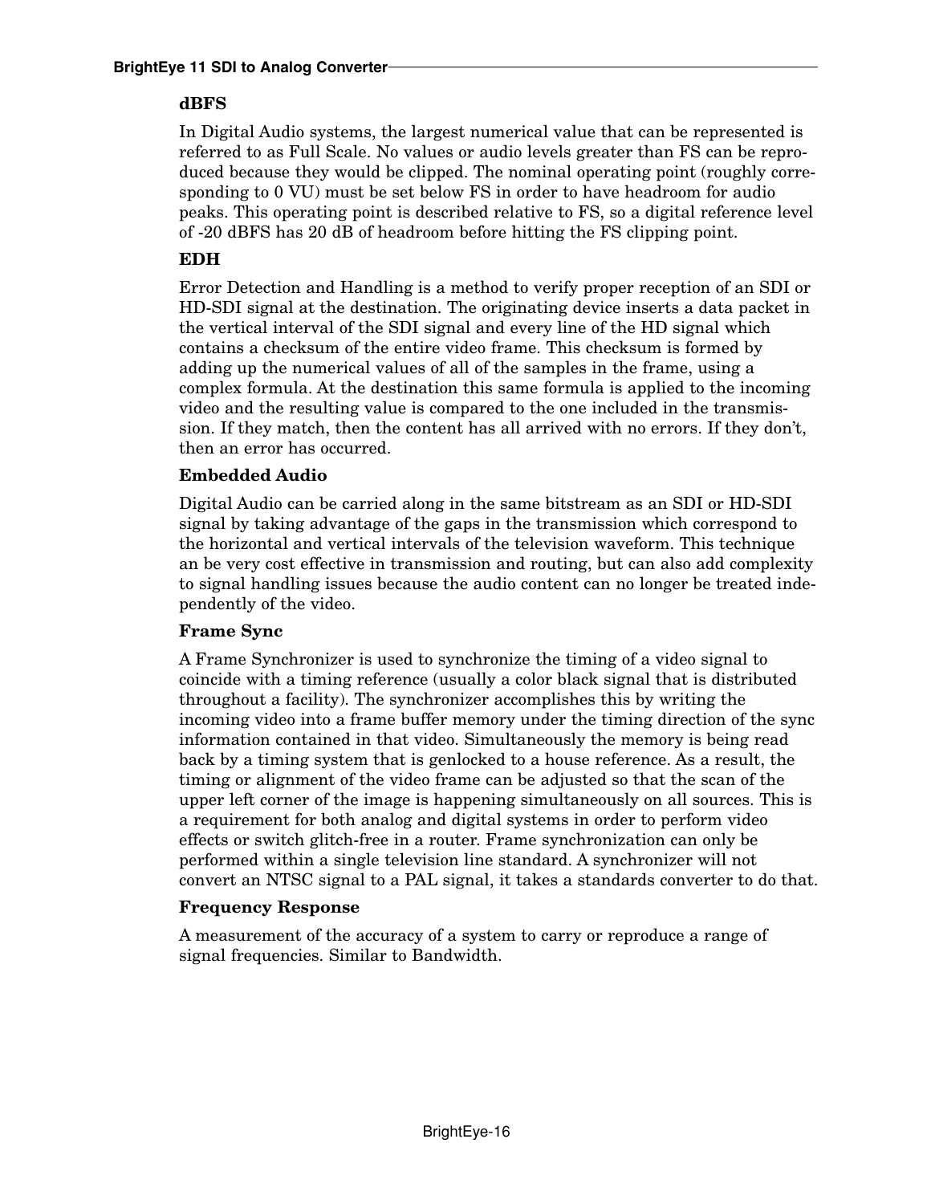### dBFS

In Digital Audio systems, the largest numerical value that can be represented is referred to as Full Scale. No values or audio levels greater than FS can be reproduced because they would be clipped. The nominal operating point (roughly corresponding to 0 VU) must be set below FS in order to have headroom for audio peaks. This operating point is described relative to FS, so a digital reference level of -20 dBFS has 20 dB of headroom before hitting the FS clipping point.

### EDH

Error Detection and Handling is a method to verify proper reception of an SDI or HD-SDI signal at the destination. The originating device inserts a data packet in the vertical interval of the SDI signal and every line of the HD signal which contains a checksum of the entire video frame. This checksum is formed by adding up the numerical values of all of the samples in the frame, using a complex formula. At the destination this same formula is applied to the incoming video and the resulting value is compared to the one included in the transmission. If they match, then the content has all arrived with no errors. If they don't, then an error has occurred.

### Embedded Audio

Digital Audio can be carried along in the same bitstream as an SDI or HD-SDI signal by taking advantage of the gaps in the transmission which correspond to the horizontal and vertical intervals of the television waveform. This technique an be very cost effective in transmission and routing, but can also add complexity to signal handling issues because the audio content can no longer be treated independently of the video.

### Frame Sync

A Frame Synchronizer is used to synchronize the timing of a video signal to coincide with a timing reference (usually a color black signal that is distributed throughout a facility). The synchronizer accomplishes this by writing the incoming video into a frame buffer memory under the timing direction of the sync information contained in that video. Simultaneously the memory is being read back by a timing system that is genlocked to a house reference. As a result, the timing or alignment of the video frame can be adjusted so that the scan of the upper left corner of the image is happening simultaneously on all sources. This is a requirement for both analog and digital systems in order to perform video effects or switch glitch-free in a router. Frame synchronization can only be performed within a single television line standard. A synchronizer will not convert an NTSC signal to a PAL signal, it takes a standards converter to do that.

### Frequency Response

A measurement of the accuracy of a system to carry or reproduce a range of signal frequencies. Similar to Bandwidth.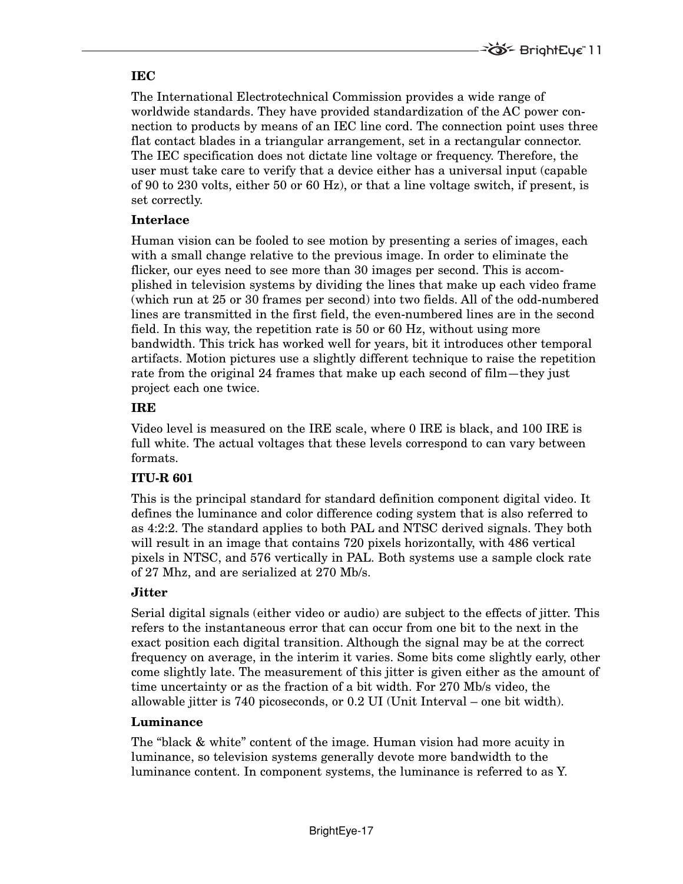**IEC**

The International Electrotechnical Commission provides a wide range of worldwide standards. They have provided standardization of the AC power connection to products by means of an IEC line cord. The connection point uses three flat contact blades in a triangular arrangement, set in a rectangular connector. The IEC specification does not dictate line voltage or frequency. Therefore, the user must take care to verify that a device either has a universal input (capable of 90 to 230 volts, either 50 or 60 Hz), or that a line voltage switch, if present, is set correctly.

**Interlace**

Human vision can be fooled to see motion by presenting a series of images, each with a small change relative to the previous image. In order to eliminate the flicker, our eyes need to see more than 30 images per second. This is accomplished in television systems by dividing the lines that make up each video frame (which run at 25 or 30 frames per second) into two fields. All of the odd-numbered lines are transmitted in the first field, the even-numbered lines are in the second field. In this way, the repetition rate is 50 or 60 Hz, without using more bandwidth. This trick has worked well for years, bit it introduces other temporal artifacts. Motion pictures use a slightly different technique to raise the repetition rate from the original 24 frames that make up each second of film—they just project each one twice.

**IRE**

Video level is measured on the IRE scale, where 0 IRE is black, and 100 IRE is full white. The actual voltages that these levels correspond to can vary between formats.

**ITU-R 601**

This is the principal standard for standard definition component digital video. It defines the luminance and color difference coding system that is also referred to as 4:2:2. The standard applies to both PAL and NTSC derived signals. They both will result in an image that contains 720 pixels horizontally, with 486 vertical pixels in NTSC, and 576 vertically in PAL. Both systems use a sample clock rate of 27 Mhz, and are serialized at 270 Mb/s.

**Jitter**

Serial digital signals (either video or audio) are subject to the effects of jitter. This refers to the instantaneous error that can occur from one bit to the next in the exact position each digital transition. Although the signal may be at the correct frequency on average, in the interim it varies. Some bits come slightly early, other come slightly late. The measurement of this jitter is given either as the amount of time uncertainty or as the fraction of a bit width. For 270 Mb/s video, the allowable jitter is 740 picoseconds, or 0.2 UI (Unit Interval – one bit width).

**Luminance**

The "black & white" content of the image. Human vision had more acuity in luminance, so television systems generally devote more bandwidth to the luminance content. In component systems, the luminance is referred to as Y.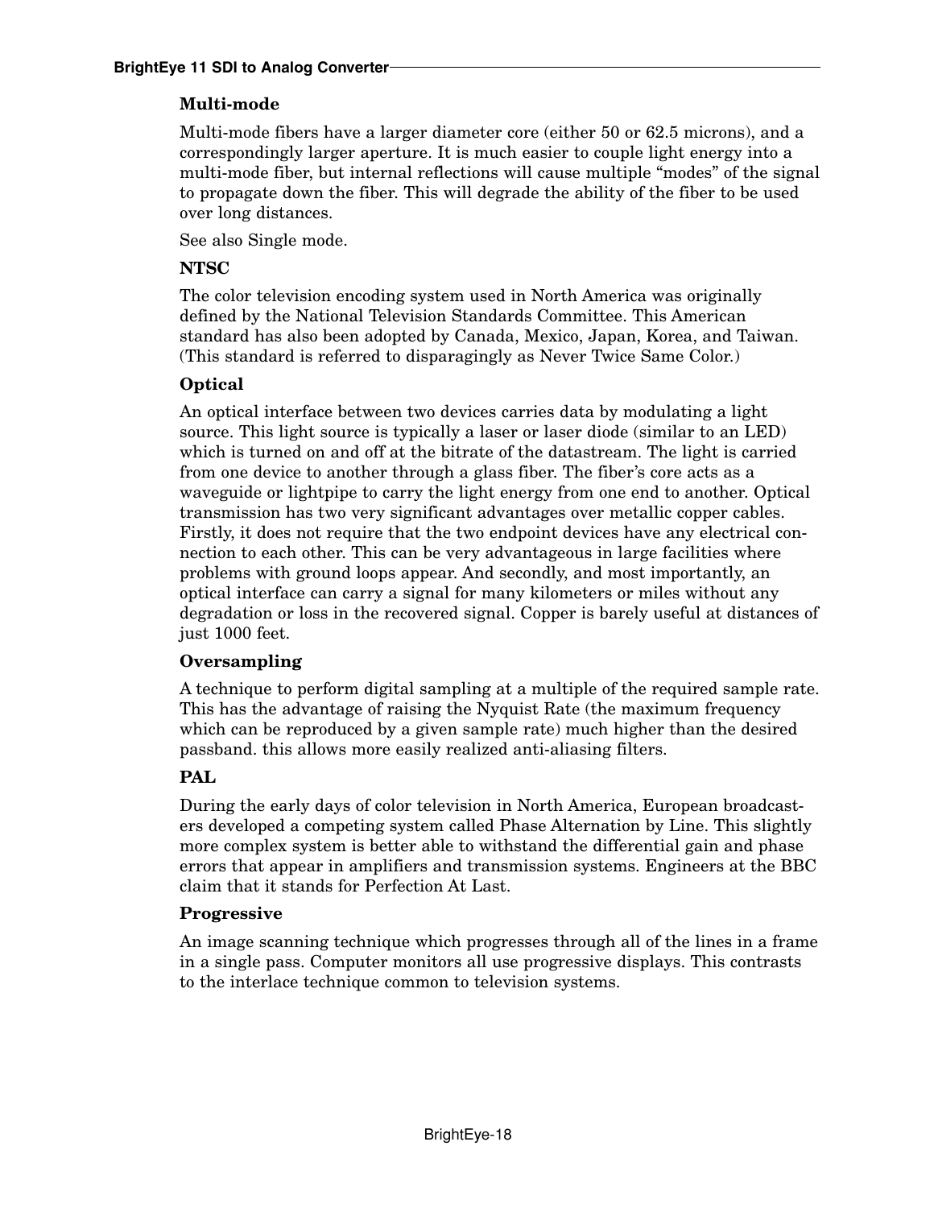### Multi-mode

Multi-mode fibers have a larger diameter core (either 50 or 62.5 microns), and a correspondingly larger aperture. It is much easier to couple light energy into a multi-mode fiber, but internal reflections will cause multiple "modes" of the signal to propagate down the fiber. This will degrade the ability of the fiber to be used over long distances.

See also Single mode.

### NTSC

The color television encoding system used in North America was originally defined by the National Television Standards Committee. This American standard has also been adopted by Canada, Mexico, Japan, Korea, and Taiwan. (This standard is referred to disparagingly as Never Twice Same Color.)

### Optical

An optical interface between two devices carries data by modulating a light source. This light source is typically a laser or laser diode (similar to an LED) which is turned on and off at the bitrate of the datastream. The light is carried from one device to another through a glass fiber. The fiber's core acts as a waveguide or lightpipe to carry the light energy from one end to another. Optical transmission has two very significant advantages over metallic copper cables. Firstly, it does not require that the two endpoint devices have any electrical connection to each other. This can be very advantageous in large facilities where problems with ground loops appear. And secondly, and most importantly, an optical interface can carry a signal for many kilometers or miles without any degradation or loss in the recovered signal. Copper is barely useful at distances of just 1000 feet.

### Oversampling

A technique to perform digital sampling at a multiple of the required sample rate. This has the advantage of raising the Nyquist Rate (the maximum frequency which can be reproduced by a given sample rate) much higher than the desired passband. this allows more easily realized anti-aliasing filters.

### PAL

During the early days of color television in North America, European broadcasters developed a competing system called Phase Alternation by Line. This slightly more complex system is better able to withstand the differential gain and phase errors that appear in amplifiers and transmission systems. Engineers at the BBC claim that it stands for Perfection At Last.

### Progressive

An image scanning technique which progresses through all of the lines in a frame in a single pass. Computer monitors all use progressive displays. This contrasts to the interlace technique common to television systems.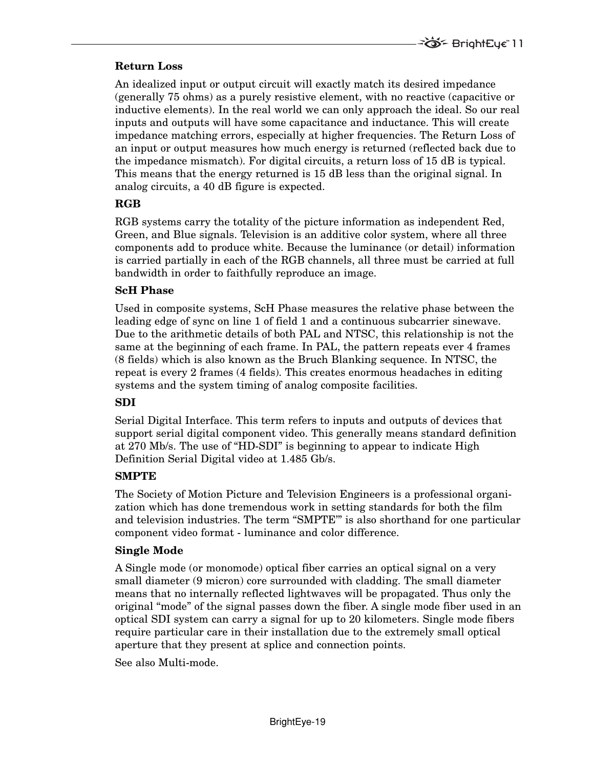### Return Loss

An idealized input or output circuit will exactly match its desired impedance (generally 75 ohms) as a purely resistive element, with no reactive (capacitive or inductive elements). In the real world we can only approach the ideal. So our real inputs and outputs will have some capacitance and inductance. This will create impedance matching errors, especially at higher frequencies. The Return Loss of an input or output measures how much energy is returned (reflected back due to the impedance mismatch). For digital circuits, a return loss of 15 dB is typical. This means that the energy returned is 15 dB less than the original signal. In analog circuits, a 40 dB figure is expected.

### RGB

RGB systems carry the totality of the picture information as independent Red, Green, and Blue signals. Television is an additive color system, where all three components add to produce white. Because the luminance (or detail) information is carried partially in each of the RGB channels, all three must be carried at full bandwidth in order to faithfully reproduce an image.

### ScH Phase

Used in composite systems, ScH Phase measures the relative phase between the leading edge of sync on line 1 of field 1 and a continuous subcarrier sinewave. Due to the arithmetic details of both PAL and NTSC, this relationship is not the same at the beginning of each frame. In PAL, the pattern repeats ever 4 frames (8 fields) which is also known as the Bruch Blanking sequence. In NTSC, the repeat is every 2 frames (4 fields). This creates enormous headaches in editing systems and the system timing of analog composite facilities.

### SDI

Serial Digital Interface. This term refers to inputs and outputs of devices that support serial digital component video. This generally means standard definition at 270 Mb/s. The use of "HD-SDI" is beginning to appear to indicate High Definition Serial Digital video at 1.485 Gb/s.

### SMPTE

The Society of Motion Picture and Television Engineers is a professional organization which has done tremendous work in setting standards for both the film and television industries. The term "SMPTE'" is also shorthand for one particular component video format - luminance and color difference.

### Single Mode

A Single mode (or monomode) optical fiber carries an optical signal on a very small diameter (9 micron) core surrounded with cladding. The small diameter means that no internally reflected lightwaves will be propagated. Thus only the original "mode" of the signal passes down the fiber. A single mode fiber used in an optical SDI system can carry a signal for up to 20 kilometers. Single mode fibers require particular care in their installation due to the extremely small optical aperture that they present at splice and connection points.

See also Multi-mode.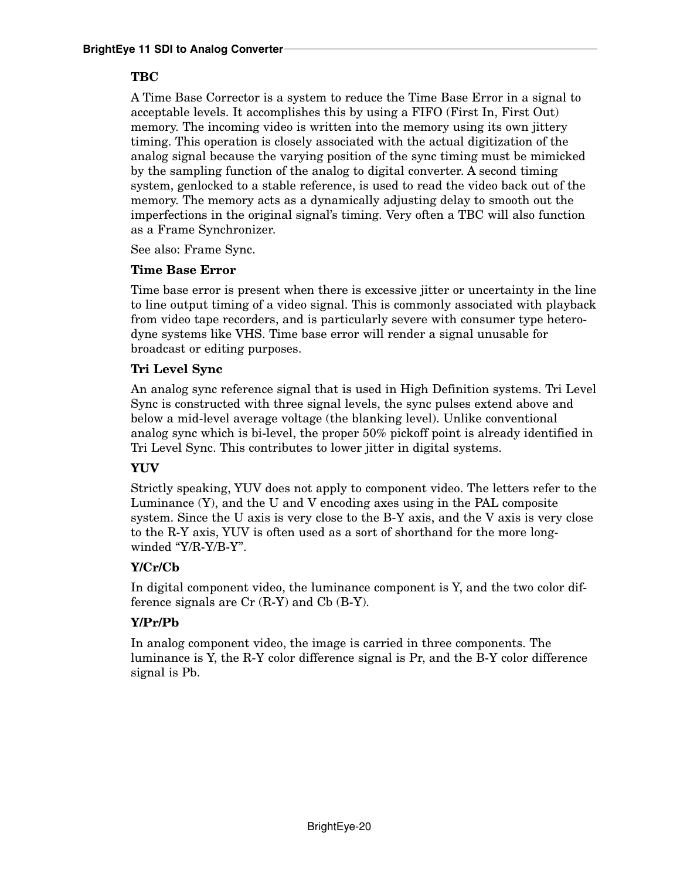### TBC

A Time Base Corrector is a system to reduce the Time Base Error in a signal to acceptable levels. It accomplishes this by using a FIFO (First In, First Out) memory. The incoming video is written into the memory using its own jittery timing. This operation is closely associated with the actual digitization of the analog signal because the varying position of the sync timing must be mimicked by the sampling function of the analog to digital converter. A second timing system, genlocked to a stable reference, is used to read the video back out of the memory. The memory acts as a dynamically adjusting delay to smooth out the imperfections in the original signal's timing. Very often a TBC will also function as a Frame Synchronizer.

See also: Frame Sync.

### Time Base Error

Time base error is present when there is excessive jitter or uncertainty in the line to line output timing of a video signal. This is commonly associated with playback from video tape recorders, and is particularly severe with consumer type heterodyne systems like VHS. Time base error will render a signal unusable for broadcast or editing purposes.

### Tri Level Sync

An analog sync reference signal that is used in High Definition systems. Tri Level Sync is constructed with three signal levels, the sync pulses extend above and below a mid-level average voltage (the blanking level). Unlike conventional analog sync which is bi-level, the proper 50% pickoff point is already identified in Tri Level Sync. This contributes to lower jitter in digital systems.

### YUV

Strictly speaking, YUV does not apply to component video. The letters refer to the Luminance (Y), and the U and V encoding axes using in the PAL composite system. Since the U axis is very close to the B-Y axis, and the V axis is very close to the R-Y axis, YUV is often used as a sort of shorthand for the more long-winded "Y/R-Y/B-Y".

### Y/Cr/Cb

In digital component video, the luminance component is Y, and the two color difference signals are Cr (R-Y) and Cb (B-Y).

### Y/Pr/Pb

In analog component video, the image is carried in three components. The luminance is Y, the R-Y color difference signal is Pr, and the B-Y color difference signal is Pb.